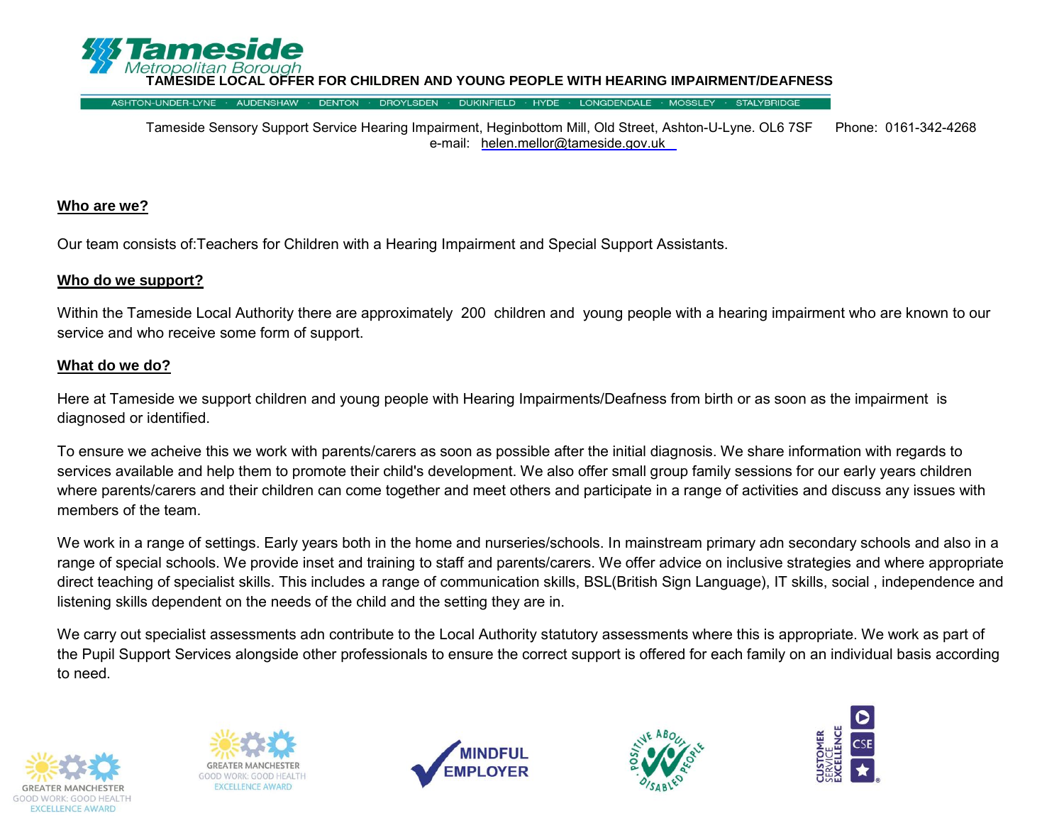# TAMESIDE LOCAL OFFER FOR CHILDREN AND YOUNG PEOPLE WITH HEARING IMPAIRMENT/DEAFNESS

Tameside Metropolitan Borough

ASHTON-UNDER-LYNE · AUDENSHAW · DENTON · DROYLSDEN · DUKINFIELD · HYDE · LONGDENDALE · MOSSLEY · STALYBRIDGE

Tameside Sensory Support Service Hearing Impairment, Heginbottom Mill, Old Street, Ashton-U-Lyne. OL6 7SF Phone: 0161-342-4268
e-mail: helen.mellor@tameside.gov.uk

## Who are we?

Our team consists of:Teachers for Children with a Hearing Impairment and Special Support Assistants.

## Who do we support?

Within the Tameside Local Authority there are approximately 200 children and young people with a hearing impairment who are known to our service and who receive some form of support.

## What do we do?

Here at Tameside we support children and young people with Hearing Impairments/Deafness from birth or as soon as the impairment is diagnosed or identified.

To ensure we acheive this we work with parents/carers as soon as possible after the initial diagnosis. We share information with regards to services available and help them to promote their child's development. We also offer small group family sessions for our early years children where parents/carers and their children can come together and meet others and participate in a range of activities and discuss any issues with members of the team.

We work in a range of settings. Early years both in the home and nurseries/schools. In mainstream primary adn secondary schools and also in a range of special schools. We provide inset and training to staff and parents/carers. We offer advice on inclusive strategies and where appropriate direct teaching of specialist skills. This includes a range of communication skills, BSL(British Sign Language), IT skills, social , independence and listening skills dependent on the needs of the child and the setting they are in.

We carry out specialist assessments adn contribute to the Local Authority statutory assessments where this is appropriate. We work as part of the Pupil Support Services alongside other professionals to ensure the correct support is offered for each family on an individual basis according to need.

GREATER MANCHESTER GOOD WORK: GOOD HEALTH EXCELLENCE AWARD

GREATER MANCHESTER GOOD WORK: GOOD HEALTH EXCELLENCE AWARD

MINDFUL EMPLOYER

POSITIVE ABOUT DISABLED PEOPLE

CUSTOMER SERVICE EXCELLENCE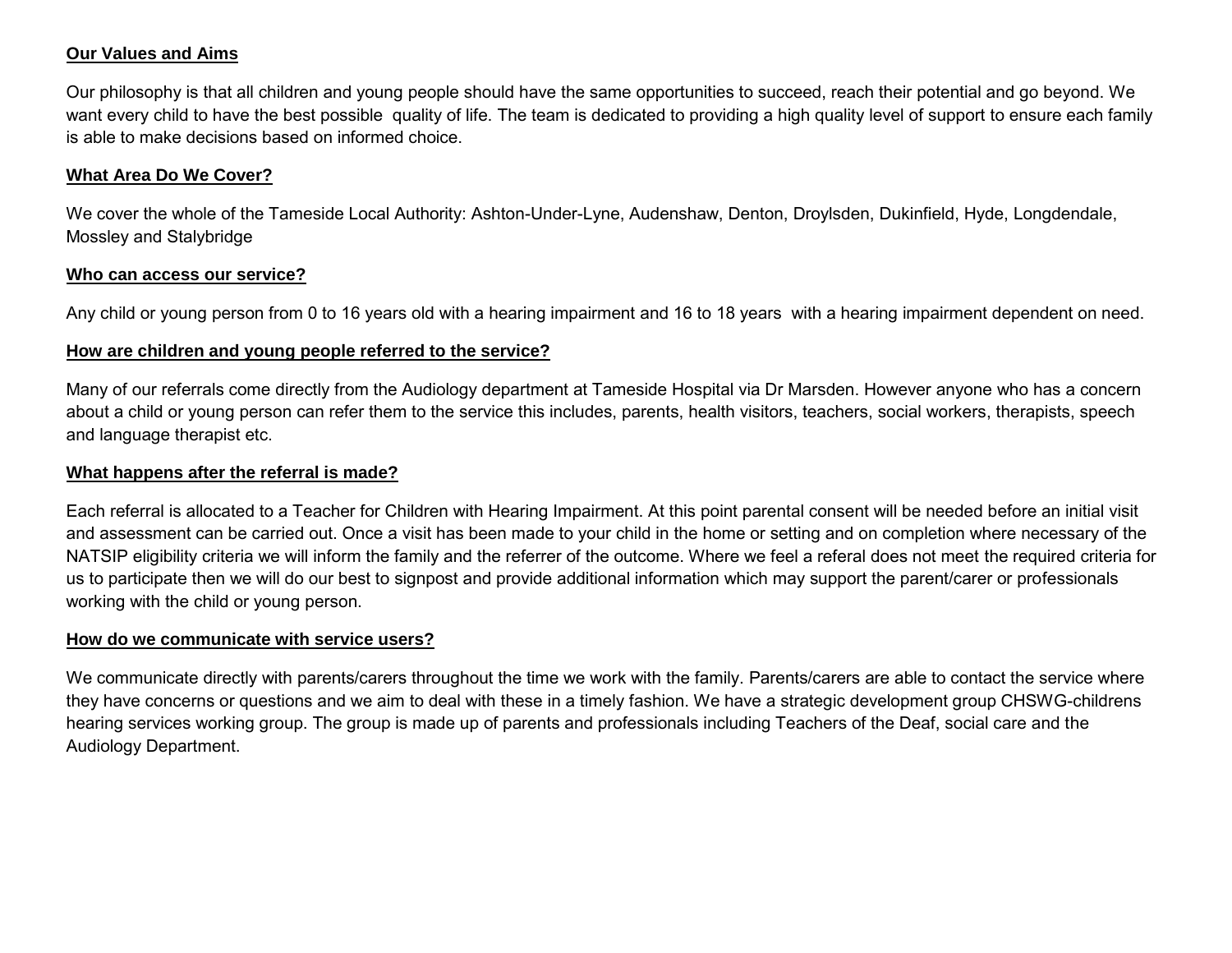## Our Values and Aims

Our philosophy is that all children and young people should have the same opportunities to succeed, reach their potential and go beyond. We want every child to have the best possible quality of life. The team is dedicated to providing a high quality level of support to ensure each family is able to make decisions based on informed choice.

## What Area Do We Cover?

We cover the whole of the Tameside Local Authority: Ashton-Under-Lyne, Audenshaw, Denton, Droylsden, Dukinfield, Hyde, Longdendale, Mossley and Stalybridge

## Who can access our service?

Any child or young person from 0 to 16 years old with a hearing impairment and 16 to 18 years with a hearing impairment dependent on need.

## How are children and young people referred to the service?

Many of our referrals come directly from the Audiology department at Tameside Hospital via Dr Marsden. However anyone who has a concern about a child or young person can refer them to the service this includes, parents, health visitors, teachers, social workers, therapists, speech and language therapist etc.

## What happens after the referral is made?

Each referral is allocated to a Teacher for Children with Hearing Impairment. At this point parental consent will be needed before an initial visit and assessment can be carried out. Once a visit has been made to your child in the home or setting and on completion where necessary of the NATSIP eligibility criteria we will inform the family and the referrer of the outcome. Where we feel a referal does not meet the required criteria for us to participate then we will do our best to signpost and provide additional information which may support the parent/carer or professionals working with the child or young person.

## How do we communicate with service users?

We communicate directly with parents/carers throughout the time we work with the family. Parents/carers are able to contact the service where they have concerns or questions and we aim to deal with these in a timely fashion. We have a strategic development group CHSWG-childrens hearing services working group. The group is made up of parents and professionals including Teachers of the Deaf, social care and the Audiology Department.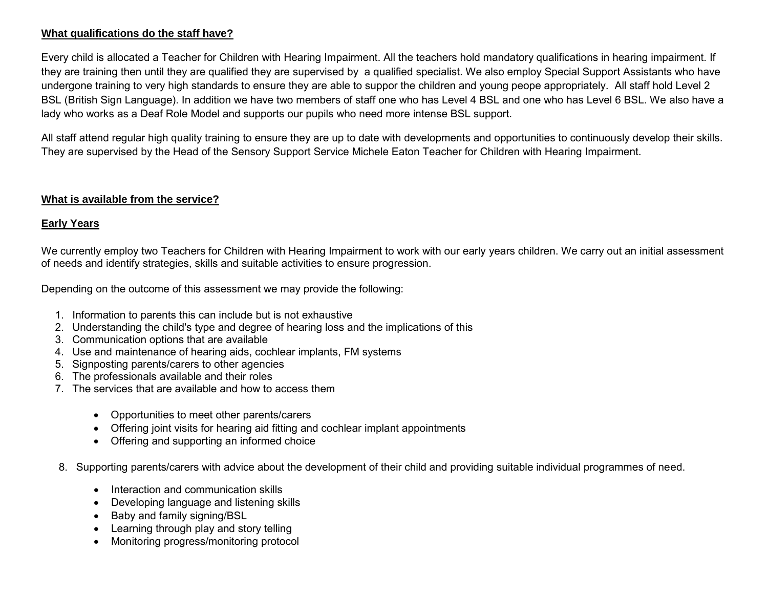**What qualifications do the staff have?**

Every child is allocated a Teacher for Children with Hearing Impairment. All the teachers hold mandatory qualifications in hearing impairment. If they are training then until they are qualified they are supervised by  a qualified specialist. We also employ Special Support Assistants who have undergone training to very high standards to ensure they are able to suppor the children and young peope appropriately.  All staff hold Level 2 BSL (British Sign Language). In addition we have two members of staff one who has Level 4 BSL and one who has Level 6 BSL. We also have a lady who works as a Deaf Role Model and supports our pupils who need more intense BSL support.

All staff attend regular high quality training to ensure they are up to date with developments and opportunities to continuously develop their skills. They are supervised by the Head of the Sensory Support Service Michele Eaton Teacher for Children with Hearing Impairment.

**What is available from the service?**

**Early Years**

We currently employ two Teachers for Children with Hearing Impairment to work with our early years children. We carry out an initial assessment of needs and identify strategies, skills and suitable activities to ensure progression.

Depending on the outcome of this assessment we may provide the following:

1. Information to parents this can include but is not exhaustive
2. Understanding the child's type and degree of hearing loss and the implications of this
3. Communication options that are available
4. Use and maintenance of hearing aids, cochlear implants, FM systems
5. Signposting parents/carers to other agencies
6. The professionals available and their roles
7. The services that are available and how to access them
    - Opportunities to meet other parents/carers
    - Offering joint visits for hearing aid fitting and cochlear implant appointments
    - Offering and supporting an informed choice
8. Supporting parents/carers with advice about the development of their child and providing suitable individual programmes of need.
    - Interaction and communication skills
    - Developing language and listening skills
    - Baby and family signing/BSL
    - Learning through play and story telling
    - Monitoring progress/monitoring protocol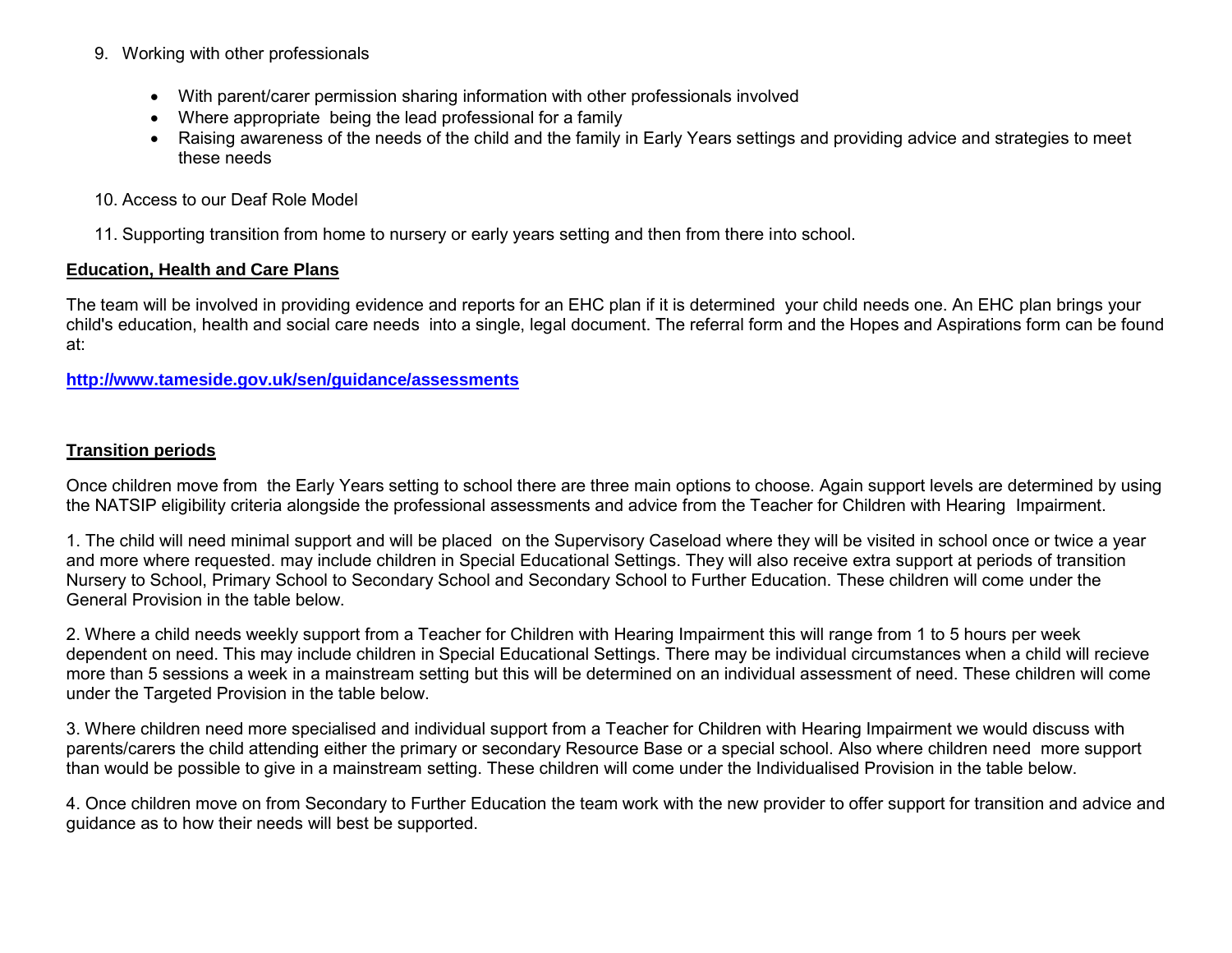9. Working with other professionals

    - With parent/carer permission sharing information with other professionals involved
    - Where appropriate being the lead professional for a family
    - Raising awareness of the needs of the child and the family in Early Years settings and providing advice and strategies to meet these needs

10. Access to our Deaf Role Model

11. Supporting transition from home to nursery or early years setting and then from there into school.

**Education, Health and Care Plans**

The team will be involved in providing evidence and reports for an EHC plan if it is determined your child needs one. An EHC plan brings your child's education, health and social care needs into a single, legal document. The referral form and the Hopes and Aspirations form can be found at:

**http://www.tameside.gov.uk/sen/guidance/assessments**

**Transition periods**

Once children move from the Early Years setting to school there are three main options to choose. Again support levels are determined by using the NATSIP eligibility criteria alongside the professional assessments and advice from the Teacher for Children with Hearing Impairment.

1. The child will need minimal support and will be placed on the Supervisory Caseload where they will be visited in school once or twice a year and more where requested. may include children in Special Educational Settings. They will also receive extra support at periods of transition Nursery to School, Primary School to Secondary School and Secondary School to Further Education. These children will come under the General Provision in the table below.

2. Where a child needs weekly support from a Teacher for Children with Hearing Impairment this will range from 1 to 5 hours per week dependent on need. This may include children in Special Educational Settings. There may be individual circumstances when a child will recieve more than 5 sessions a week in a mainstream setting but this will be determined on an individual assessment of need. These children will come under the Targeted Provision in the table below.

3. Where children need more specialised and individual support from a Teacher for Children with Hearing Impairment we would discuss with parents/carers the child attending either the primary or secondary Resource Base or a special school. Also where children need more support than would be possible to give in a mainstream setting. These children will come under the Individualised Provision in the table below.

4. Once children move on from Secondary to Further Education the team work with the new provider to offer support for transition and advice and guidance as to how their needs will best be supported.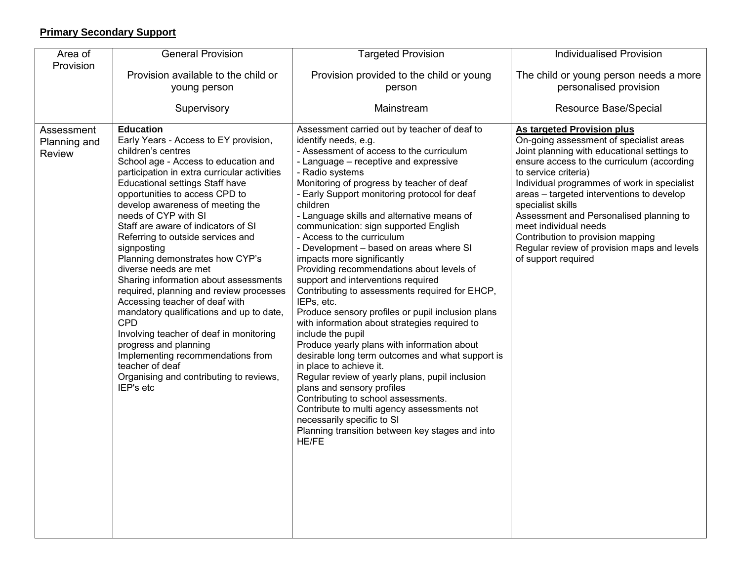**Primary Secondary Support**

| Area of Provision | General Provision<br><br>Provision available to the child or young person<br><br>Supervisory | Targeted Provision<br><br>Provision provided to the child or young person<br><br>Mainstream | Individualised Provision<br><br>The child or young person needs a more personalised provision<br><br>Resource Base/Special |
|---|---|---|---|
| Assessment Planning and Review | **Education**<br>Early Years - Access to EY provision, children's centres<br>School age - Access to education and participation in extra curricular activities<br>Educational settings Staff have opportunities to access CPD to develop awareness of meeting the needs of CYP with SI<br>Staff are aware of indicators of SI<br>Referring to outside services and signposting<br>Planning demonstrates how CYP's diverse needs are met<br>Sharing information about assessments required, planning and review processes<br>Accessing teacher of deaf with mandatory qualifications and up to date, CPD<br>Involving teacher of deaf in monitoring progress and planning<br>Implementing recommendations from teacher of deaf<br>Organising and contributing to reviews, IEP's etc | Assessment carried out by teacher of deaf to identify needs, e.g.<br>- Assessment of access to the curriculum<br>- Language – receptive and expressive<br>- Radio systems<br>Monitoring of progress by teacher of deaf<br>- Early Support monitoring protocol for deaf children<br>- Language skills and alternative means of communication: sign supported English<br>- Access to the curriculum<br>- Development – based on areas where SI impacts more significantly<br>Providing recommendations about levels of support and interventions required<br>Contributing to assessments required for EHCP, IEPs, etc.<br>Produce sensory profiles or pupil inclusion plans with information about strategies required to include the pupil<br>Produce yearly plans with information about desirable long term outcomes and what support is in place to achieve it.<br>Regular review of yearly plans, pupil inclusion plans and sensory profiles<br>Contributing to school assessments.<br>Contribute to multi agency assessments not necessarily specific to SI<br>Planning transition between key stages and into HE/FE | **As targeted Provision plus**<br>On-going assessment of specialist areas<br>Joint planning with educational settings to ensure access to the curriculum (according to service criteria)<br>Individual programmes of work in specialist areas – targeted interventions to develop specialist skills<br>Assessment and Personalised planning to meet individual needs<br>Contribution to provision mapping<br>Regular review of provision maps and levels of support required |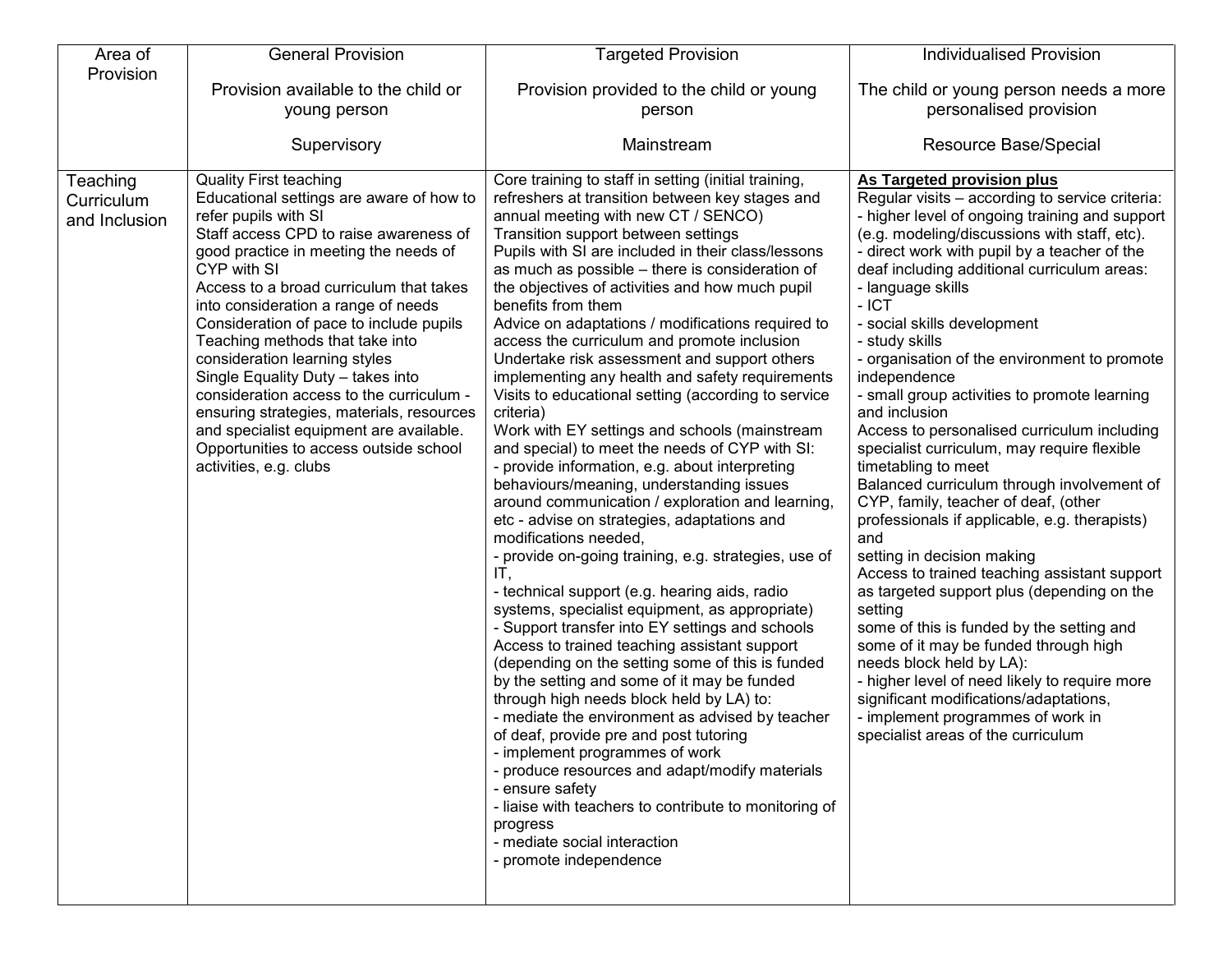| Area of Provision | General Provision<br><br>Provision available to the child or young person<br><br>Supervisory | Targeted Provision<br><br>Provision provided to the child or young person<br><br>Mainstream | Individualised Provision<br><br>The child or young person needs a more personalised provision<br><br>Resource Base/Special |
|---|---|---|---|
| Teaching Curriculum and Inclusion | Quality First teaching<br>Educational settings are aware of how to refer pupils with SI<br>Staff access CPD to raise awareness of good practice in meeting the needs of CYP with SI<br>Access to a broad curriculum that takes into consideration a range of needs<br>Consideration of pace to include pupils<br>Teaching methods that take into consideration learning styles<br>Single Equality Duty – takes into consideration access to the curriculum - ensuring strategies, materials, resources and specialist equipment are available.<br>Opportunities to access outside school activities, e.g. clubs | Core training to staff in setting (initial training, refreshers at transition between key stages and annual meeting with new CT / SENCO)<br>Transition support between settings<br>Pupils with SI are included in their class/lessons as much as possible – there is consideration of the objectives of activities and how much pupil benefits from them<br>Advice on adaptations / modifications required to access the curriculum and promote inclusion<br>Undertake risk assessment and support others implementing any health and safety requirements<br>Visits to educational setting (according to service criteria)<br>Work with EY settings and schools (mainstream and special) to meet the needs of CYP with SI:<br>- provide information, e.g. about interpreting behaviours/meaning, understanding issues around communication / exploration and learning, etc - advise on strategies, adaptations and modifications needed,<br>- provide on-going training, e.g. strategies, use of IT,<br>- technical support (e.g. hearing aids, radio systems, specialist equipment, as appropriate)<br>- Support transfer into EY settings and schools<br>Access to trained teaching assistant support (depending on the setting some of this is funded by the setting and some of it may be funded through high needs block held by LA) to:<br>- mediate the environment as advised by teacher of deaf, provide pre and post tutoring<br>- implement programmes of work<br>- produce resources and adapt/modify materials<br>- ensure safety<br>- liaise with teachers to contribute to monitoring of progress<br>- mediate social interaction<br>- promote independence | **As Targeted provision plus**<br>Regular visits – according to service criteria:<br>- higher level of ongoing training and support (e.g. modeling/discussions with staff, etc).<br>- direct work with pupil by a teacher of the deaf including additional curriculum areas:<br>- language skills<br>- ICT<br>- social skills development<br>- study skills<br>- organisation of the environment to promote independence<br>- small group activities to promote learning and inclusion<br>Access to personalised curriculum including specialist curriculum, may require flexible timetabling to meet<br>Balanced curriculum through involvement of CYP, family, teacher of deaf, (other professionals if applicable, e.g. therapists) and<br>setting in decision making<br>Access to trained teaching assistant support as targeted support plus (depending on the setting<br>some of this is funded by the setting and some of it may be funded through high needs block held by LA):<br>- higher level of need likely to require more significant modifications/adaptations,<br>- implement programmes of work in specialist areas of the curriculum |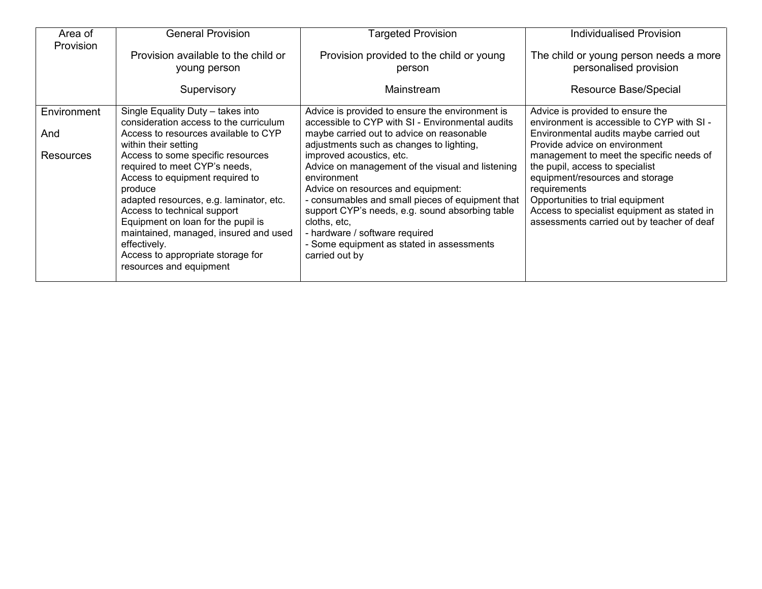| Area of Provision | General Provision<br><br>Provision available to the child or young person<br><br>Supervisory | Targeted Provision<br><br>Provision provided to the child or young person<br><br>Mainstream | Individualised Provision<br><br>The child or young person needs a more personalised provision<br><br>Resource Base/Special |
|---|---|---|---|
| Environment<br><br>And<br><br>Resources | Single Equality Duty – takes into consideration access to the curriculum<br>Access to resources available to CYP within their setting<br>Access to some specific resources required to meet CYP's needs,<br>Access to equipment required to produce<br>adapted resources, e.g. laminator, etc.<br>Access to technical support<br>Equipment on loan for the pupil is maintained, managed, insured and used effectively.<br>Access to appropriate storage for resources and equipment | Advice is provided to ensure the environment is accessible to CYP with SI - Environmental audits maybe carried out to advice on reasonable adjustments such as changes to lighting, improved acoustics, etc.<br>Advice on management of the visual and listening environment<br>Advice on resources and equipment:<br>- consumables and small pieces of equipment that support CYP's needs, e.g. sound absorbing table cloths, etc,<br>- hardware / software required<br>- Some equipment as stated in assessments carried out by | Advice is provided to ensure the environment is accessible to CYP with SI - Environmental audits maybe carried out<br>Provide advice on environment management to meet the specific needs of the pupil, access to specialist equipment/resources and storage requirements<br>Opportunities to trial equipment<br>Access to specialist equipment as stated in assessments carried out by teacher of deaf |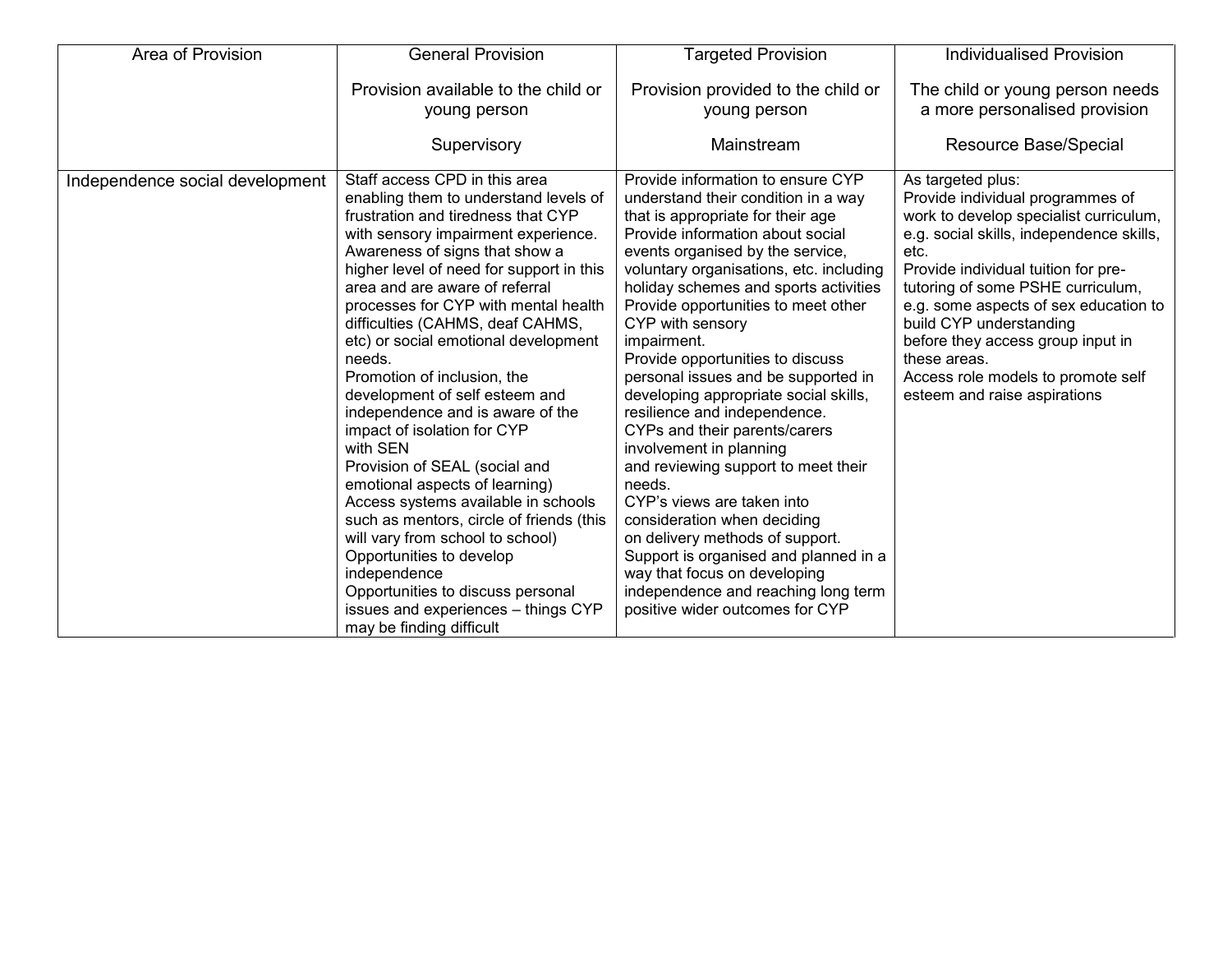| Area of Provision | General Provision<br><br>Provision available to the child or young person<br><br>Supervisory | Targeted Provision<br><br>Provision provided to the child or young person<br><br>Mainstream | Individualised Provision<br><br>The child or young person needs a more personalised provision<br><br>Resource Base/Special |
|---|---|---|---|
| Independence social development | Staff access CPD in this area enabling them to understand levels of frustration and tiredness that CYP with sensory impairment experience.<br>Awareness of signs that show a higher level of need for support in this area and are aware of referral processes for CYP with mental health difficulties (CAHMS, deaf CAHMS, etc) or social emotional development needs.<br>Promotion of inclusion, the development of self esteem and independence and is aware of the impact of isolation for CYP with SEN<br>Provision of SEAL (social and emotional aspects of learning)<br>Access systems available in schools such as mentors, circle of friends (this will vary from school to school)<br>Opportunities to develop independence<br>Opportunities to discuss personal issues and experiences – things CYP may be finding difficult | Provide information to ensure CYP understand their condition in a way that is appropriate for their age<br>Provide information about social events organised by the service, voluntary organisations, etc. including holiday schemes and sports activities<br>Provide opportunities to meet other CYP with sensory impairment.<br>Provide opportunities to discuss personal issues and be supported in developing appropriate social skills, resilience and independence.<br>CYPs and their parents/carers involvement in planning and reviewing support to meet their needs.<br>CYP's views are taken into consideration when deciding on delivery methods of support.<br>Support is organised and planned in a way that focus on developing independence and reaching long term positive wider outcomes for CYP | As targeted plus:<br>Provide individual programmes of work to develop specialist curriculum, e.g. social skills, independence skills, etc.<br>Provide individual tuition for pre-tutoring of some PSHE curriculum, e.g. some aspects of sex education to build CYP understanding before they access group input in these areas.<br>Access role models to promote self esteem and raise aspirations |